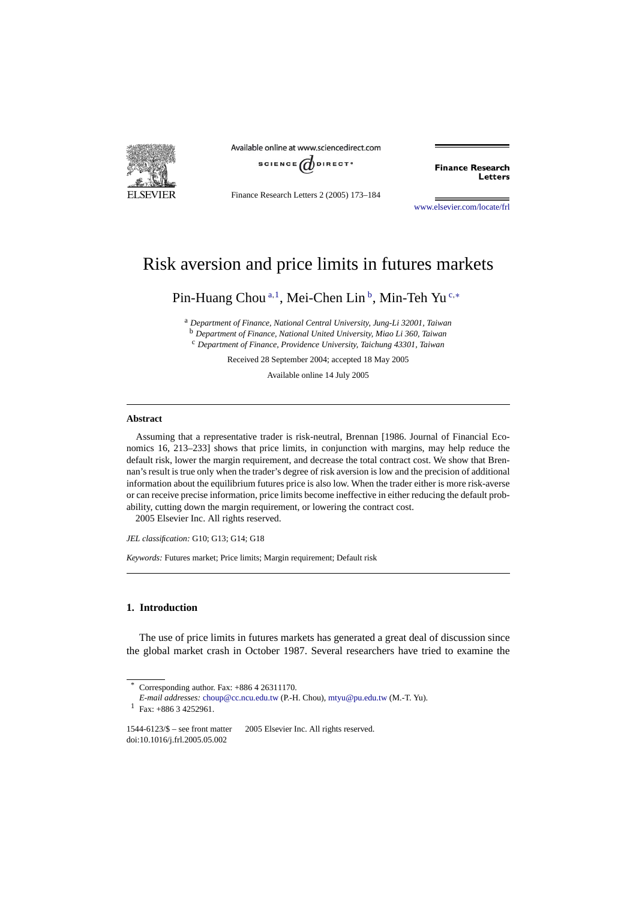# Risk aversion and price limits in futures markets

Pin-Huang Chou [a,1], Mei-Chen Lin [b], Min-Teh Yu [c,*]

[a] *Department of Finance, National Central University, Jung-Li 32001, Taiwan*
[b] *Department of Finance, National United University, Miao Li 360, Taiwan*
[c] *Department of Finance, Providence University, Taichung 43301, Taiwan*

Received 28 September 2004; accepted 18 May 2005

Available online 14 July 2005

---

**Abstract**

Assuming that a representative trader is risk-neutral, Brennan [1986. Journal of Financial Economics 16, 213–233] shows that price limits, in conjunction with margins, may help reduce the default risk, lower the margin requirement, and decrease the total contract cost. We show that Brennan's result is true only when the trader's degree of risk aversion is low and the precision of additional information about the equilibrium futures price is also low. When the trader either is more risk-averse or can receive precise information, price limits become ineffective in either reducing the default probability, cutting down the margin requirement, or lowering the contract cost.
2005 Elsevier Inc. All rights reserved.

*JEL classification:* G10; G13; G14; G18

*Keywords:* Futures market; Price limits; Margin requirement; Default risk

---

## 1. Introduction

The use of price limits in futures markets has generated a great deal of discussion since the global market crash in October 1987. Several researchers have tried to examine the

---

\* Corresponding author. Fax: +886 4 26311170.
*E-mail addresses:* choup@cc.ncu.edu.tw (P.-H. Chou), mtyu@pu.edu.tw (M.-T. Yu).
[1] Fax: +886 3 4252961.

1544-6123/$ – see front matter 2005 Elsevier Inc. All rights reserved.
doi:10.1016/j.frl.2005.05.002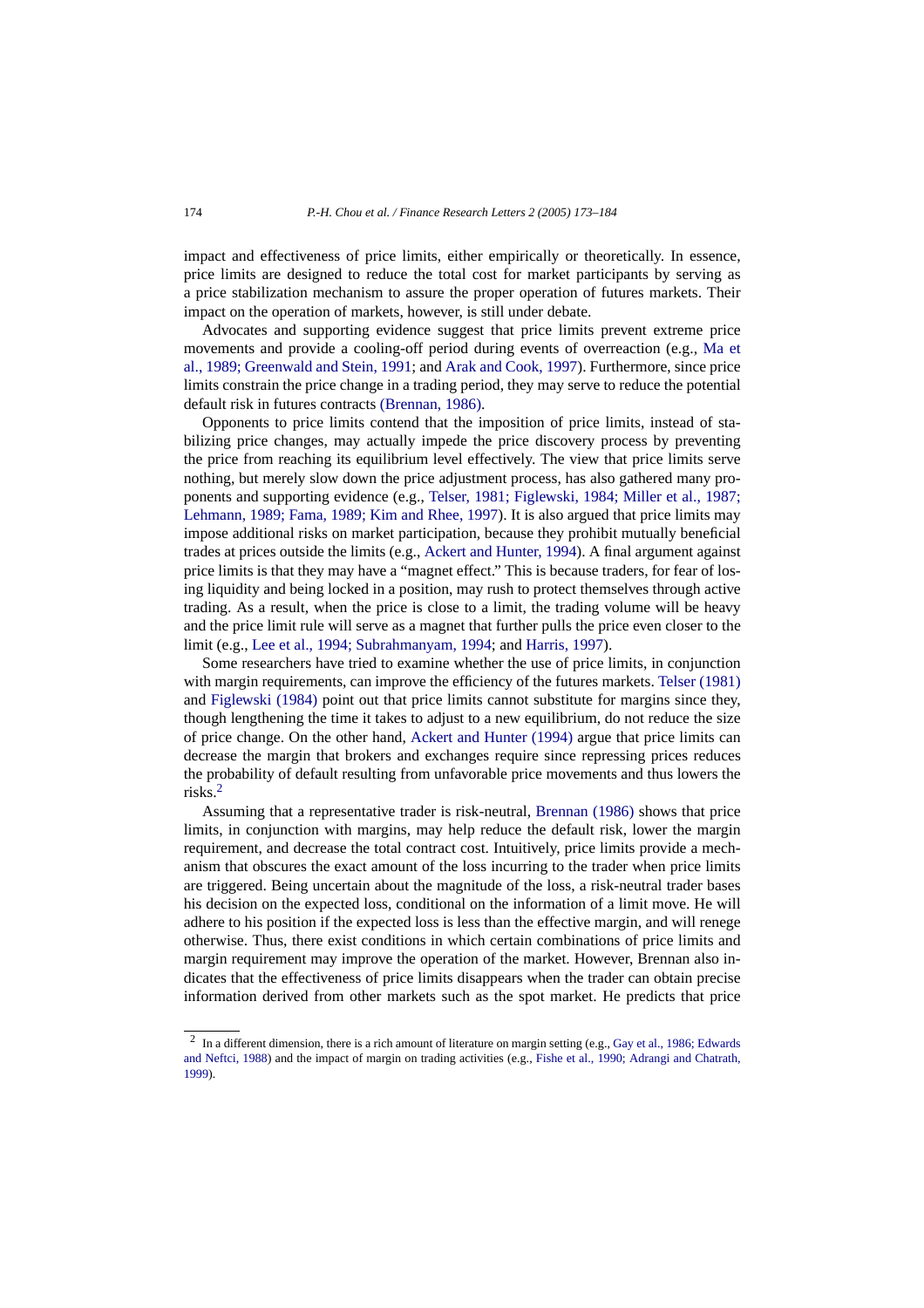impact and effectiveness of price limits, either empirically or theoretically. In essence, price limits are designed to reduce the total cost for market participants by serving as a price stabilization mechanism to assure the proper operation of futures markets. Their impact on the operation of markets, however, is still under debate.

Advocates and supporting evidence suggest that price limits prevent extreme price movements and provide a cooling-off period during events of overreaction (e.g., Ma et al., 1989; Greenwald and Stein, 1991; and Arak and Cook, 1997). Furthermore, since price limits constrain the price change in a trading period, they may serve to reduce the potential default risk in futures contracts (Brennan, 1986).

Opponents to price limits contend that the imposition of price limits, instead of stabilizing price changes, may actually impede the price discovery process by preventing the price from reaching its equilibrium level effectively. The view that price limits serve nothing, but merely slow down the price adjustment process, has also gathered many proponents and supporting evidence (e.g., Telser, 1981; Figlewski, 1984; Miller et al., 1987; Lehmann, 1989; Fama, 1989; Kim and Rhee, 1997). It is also argued that price limits may impose additional risks on market participation, because they prohibit mutually beneficial trades at prices outside the limits (e.g., Ackert and Hunter, 1994). A final argument against price limits is that they may have a "magnet effect." This is because traders, for fear of losing liquidity and being locked in a position, may rush to protect themselves through active trading. As a result, when the price is close to a limit, the trading volume will be heavy and the price limit rule will serve as a magnet that further pulls the price even closer to the limit (e.g., Lee et al., 1994; Subrahmanyam, 1994; and Harris, 1997).

Some researchers have tried to examine whether the use of price limits, in conjunction with margin requirements, can improve the efficiency of the futures markets. Telser (1981) and Figlewski (1984) point out that price limits cannot substitute for margins since they, though lengthening the time it takes to adjust to a new equilibrium, do not reduce the size of price change. On the other hand, Ackert and Hunter (1994) argue that price limits can decrease the margin that brokers and exchanges require since repressing prices reduces the probability of default resulting from unfavorable price movements and thus lowers the risks.[2]

Assuming that a representative trader is risk-neutral, Brennan (1986) shows that price limits, in conjunction with margins, may help reduce the default risk, lower the margin requirement, and decrease the total contract cost. Intuitively, price limits provide a mechanism that obscures the exact amount of the loss incurring to the trader when price limits are triggered. Being uncertain about the magnitude of the loss, a risk-neutral trader bases his decision on the expected loss, conditional on the information of a limit move. He will adhere to his position if the expected loss is less than the effective margin, and will renege otherwise. Thus, there exist conditions in which certain combinations of price limits and margin requirement may improve the operation of the market. However, Brennan also indicates that the effectiveness of price limits disappears when the trader can obtain precise information derived from other markets such as the spot market. He predicts that price

[2] In a different dimension, there is a rich amount of literature on margin setting (e.g., Gay et al., 1986; Edwards and Neftci, 1988) and the impact of margin on trading activities (e.g., Fishe et al., 1990; Adrangi and Chatrath, 1999).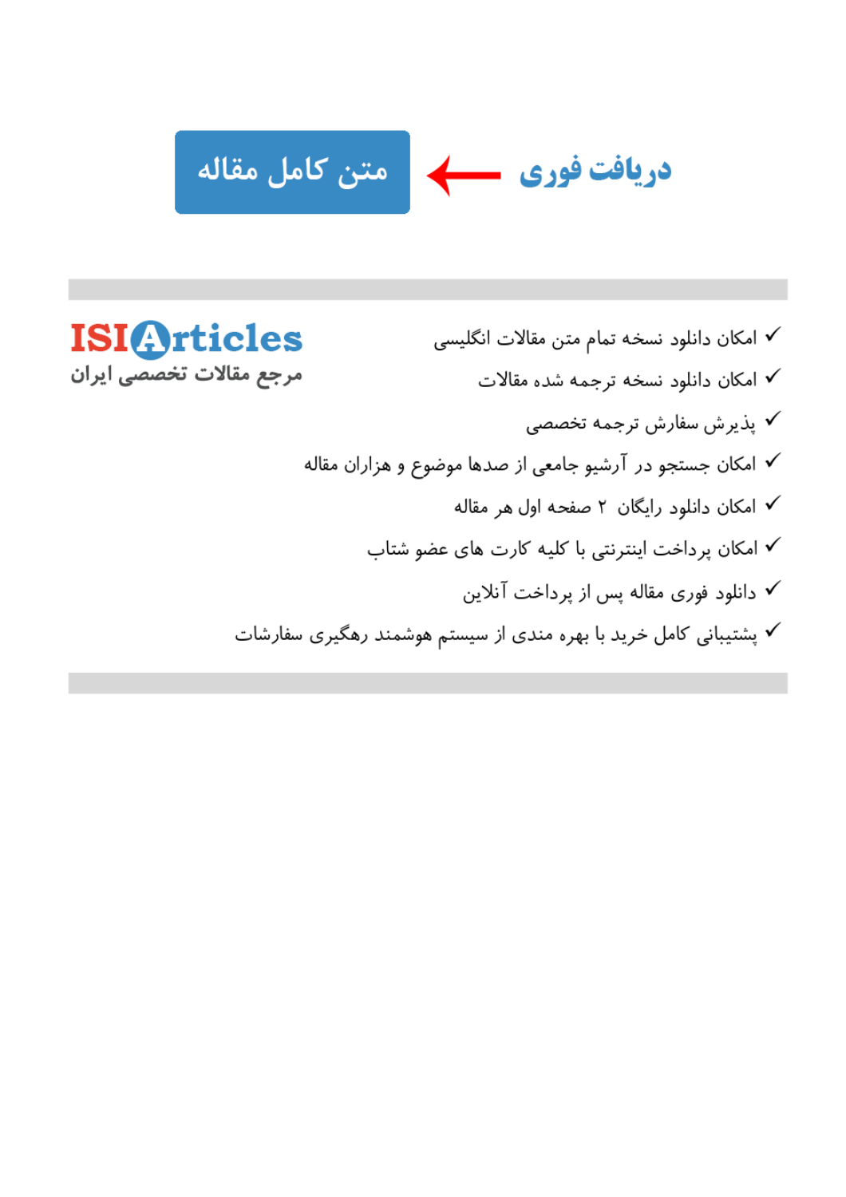دریافت فوری ← **متن کامل مقاله**

**ISIArticles**
مرجع مقالات تخصصی ایران

- ✓ امکان دانلود نسخه تمام متن مقالات انگلیسی
- ✓ امکان دانلود نسخه ترجمه شده مقالات
- ✓ پذیرش سفارش ترجمه تخصصی
- ✓ امکان جستجو در آرشیو جامعی از صدها موضوع و هزاران مقاله
- ✓ امکان دانلود رایگان ۲ صفحه اول هر مقاله
- ✓ امکان پرداخت اینترنتی با کلیه کارت های عضو شتاب
- ✓ دانلود فوری مقاله پس از پرداخت آنلاین
- ✓ پشتیبانی کامل خرید با بهره مندی از سیستم هوشمند رهگیری سفارشات